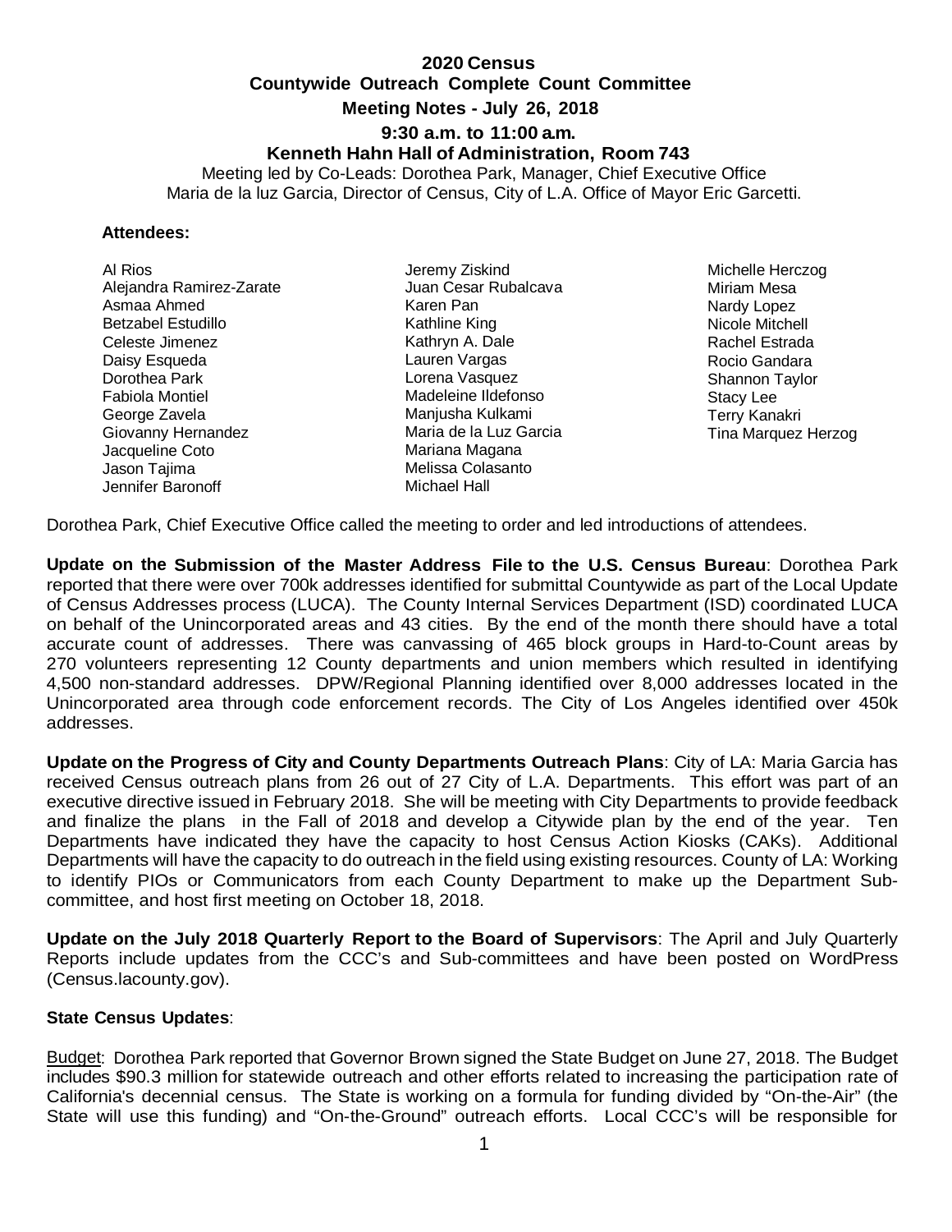# 2020 Census
## Countywide Outreach Complete Count Committee
### Meeting Notes - July 26, 2018
### 9:30 a.m. to 11:00 a.m.
### Kenneth Hahn Hall of Administration, Room 743

Meeting led by Co-Leads: Dorothea Park, Manager, Chief Executive Office
Maria de la luz Garcia, Director of Census, City of L.A. Office of Mayor Eric Garcetti.

**Attendees:**

Al Rios
Alejandra Ramirez-Zarate
Asmaa Ahmed
Betzabel Estudillo
Celeste Jimenez
Daisy Esqueda
Dorothea Park
Fabiola Montiel
George Zavela
Giovanny Hernandez
Jacqueline Coto
Jason Tajima
Jennifer Baronoff
Jeremy Ziskind
Juan Cesar Rubalcava
Karen Pan
Kathline King
Kathryn A. Dale
Lauren Vargas
Lorena Vasquez
Madeleine Ildefonso
Manjusha Kulkami
Maria de la Luz Garcia
Mariana Magana
Melissa Colasanto
Michael Hall
Michelle Herczog
Miriam Mesa
Nardy Lopez
Nicole Mitchell
Rachel Estrada
Rocio Gandara
Shannon Taylor
Stacy Lee
Terry Kanakri
Tina Marquez Herzog

Dorothea Park, Chief Executive Office called the meeting to order and led introductions of attendees.

**Update on the Submission of the Master Address File to the U.S. Census Bureau**: Dorothea Park reported that there were over 700k addresses identified for submittal Countywide as part of the Local Update of Census Addresses process (LUCA). The County Internal Services Department (ISD) coordinated LUCA on behalf of the Unincorporated areas and 43 cities. By the end of the month there should have a total accurate count of addresses. There was canvassing of 465 block groups in Hard-to-Count areas by 270 volunteers representing 12 County departments and union members which resulted in identifying 4,500 non-standard addresses. DPW/Regional Planning identified over 8,000 addresses located in the Unincorporated area through code enforcement records. The City of Los Angeles identified over 450k addresses.

**Update on the Progress of City and County Departments Outreach Plans**: City of LA: Maria Garcia has received Census outreach plans from 26 out of 27 City of L.A. Departments. This effort was part of an executive directive issued in February 2018. She will be meeting with City Departments to provide feedback and finalize the plans in the Fall of 2018 and develop a Citywide plan by the end of the year. Ten Departments have indicated they have the capacity to host Census Action Kiosks (CAKs). Additional Departments will have the capacity to do outreach in the field using existing resources. County of LA: Working to identify PIOs or Communicators from each County Department to make up the Department Sub-committee, and host first meeting on October 18, 2018.

**Update on the July 2018 Quarterly Report to the Board of Supervisors**: The April and July Quarterly Reports include updates from the CCC's and Sub-committees and have been posted on WordPress (Census.lacounty.gov).

**State Census Updates**:

Budget: Dorothea Park reported that Governor Brown signed the State Budget on June 27, 2018. The Budget includes $90.3 million for statewide outreach and other efforts related to increasing the participation rate of California's decennial census. The State is working on a formula for funding divided by "On-the-Air" (the State will use this funding) and "On-the-Ground" outreach efforts. Local CCC's will be responsible for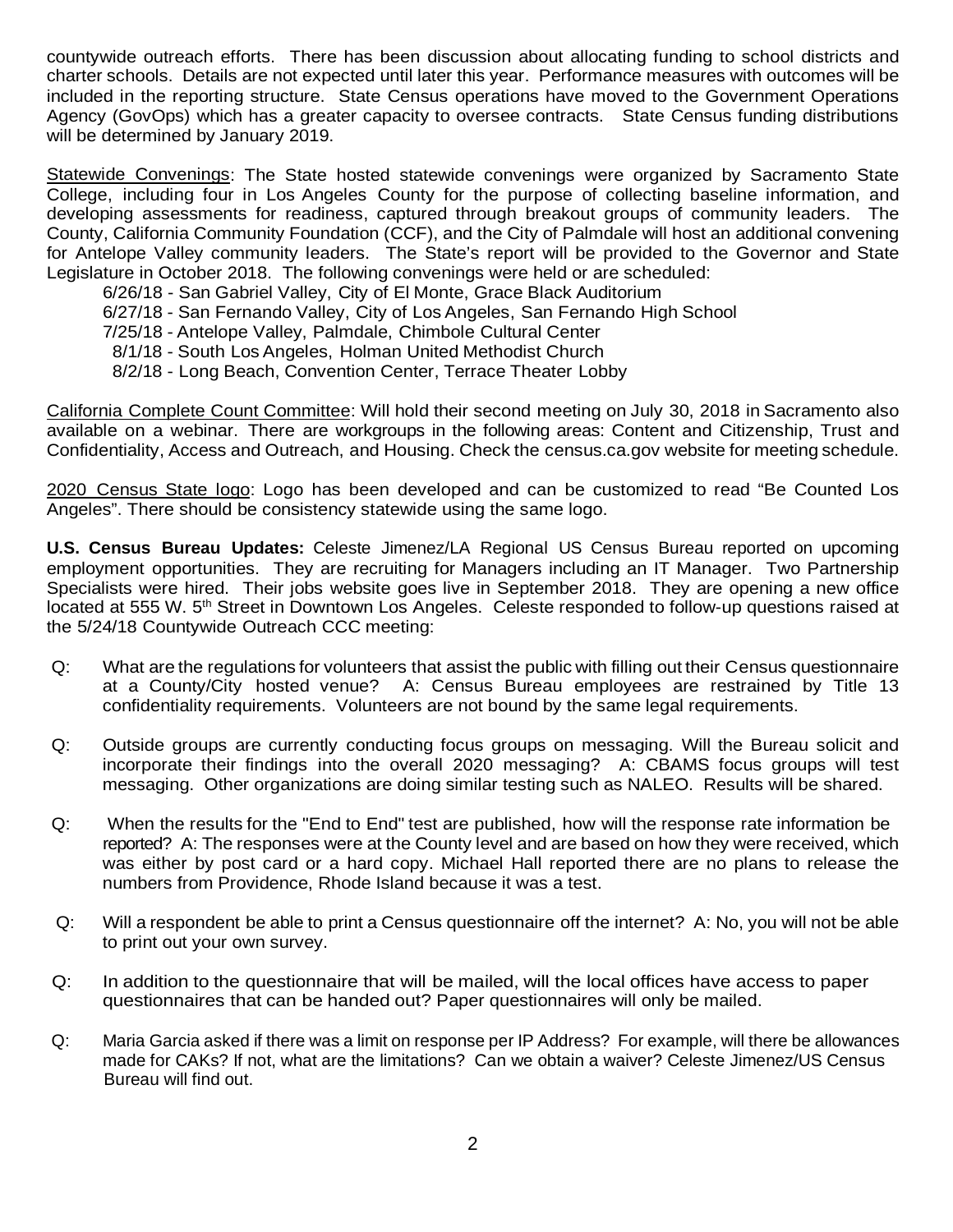countywide outreach efforts. There has been discussion about allocating funding to school districts and charter schools. Details are not expected until later this year. Performance measures with outcomes will be included in the reporting structure. State Census operations have moved to the Government Operations Agency (GovOps) which has a greater capacity to oversee contracts. State Census funding distributions will be determined by January 2019.

Statewide Convenings: The State hosted statewide convenings were organized by Sacramento State College, including four in Los Angeles County for the purpose of collecting baseline information, and developing assessments for readiness, captured through breakout groups of community leaders. The County, California Community Foundation (CCF), and the City of Palmdale will host an additional convening for Antelope Valley community leaders. The State's report will be provided to the Governor and State Legislature in October 2018. The following convenings were held or are scheduled:

6/26/18 - San Gabriel Valley, City of El Monte, Grace Black Auditorium
6/27/18 - San Fernando Valley, City of Los Angeles, San Fernando High School
7/25/18 - Antelope Valley, Palmdale, Chimbole Cultural Center
8/1/18 - South Los Angeles, Holman United Methodist Church
8/2/18 - Long Beach, Convention Center, Terrace Theater Lobby

California Complete Count Committee: Will hold their second meeting on July 30, 2018 in Sacramento also available on a webinar. There are workgroups in the following areas: Content and Citizenship, Trust and Confidentiality, Access and Outreach, and Housing. Check the census.ca.gov website for meeting schedule.

2020 Census State logo: Logo has been developed and can be customized to read "Be Counted Los Angeles". There should be consistency statewide using the same logo.

**U.S. Census Bureau Updates:** Celeste Jimenez/LA Regional US Census Bureau reported on upcoming employment opportunities. They are recruiting for Managers including an IT Manager. Two Partnership Specialists were hired. Their jobs website goes live in September 2018. They are opening a new office located at 555 W. 5th Street in Downtown Los Angeles. Celeste responded to follow-up questions raised at the 5/24/18 Countywide Outreach CCC meeting:

Q: What are the regulations for volunteers that assist the public with filling out their Census questionnaire at a County/City hosted venue? A: Census Bureau employees are restrained by Title 13 confidentiality requirements. Volunteers are not bound by the same legal requirements.

Q: Outside groups are currently conducting focus groups on messaging. Will the Bureau solicit and incorporate their findings into the overall 2020 messaging? A: CBAMS focus groups will test messaging. Other organizations are doing similar testing such as NALEO. Results will be shared.

Q: When the results for the "End to End" test are published, how will the response rate information be reported? A: The responses were at the County level and are based on how they were received, which was either by post card or a hard copy. Michael Hall reported there are no plans to release the numbers from Providence, Rhode Island because it was a test.

Q: Will a respondent be able to print a Census questionnaire off the internet? A: No, you will not be able to print out your own survey.

Q: In addition to the questionnaire that will be mailed, will the local offices have access to paper questionnaires that can be handed out? Paper questionnaires will only be mailed.

Q: Maria Garcia asked if there was a limit on response per IP Address? For example, will there be allowances made for CAKs? If not, what are the limitations? Can we obtain a waiver? Celeste Jimenez/US Census Bureau will find out.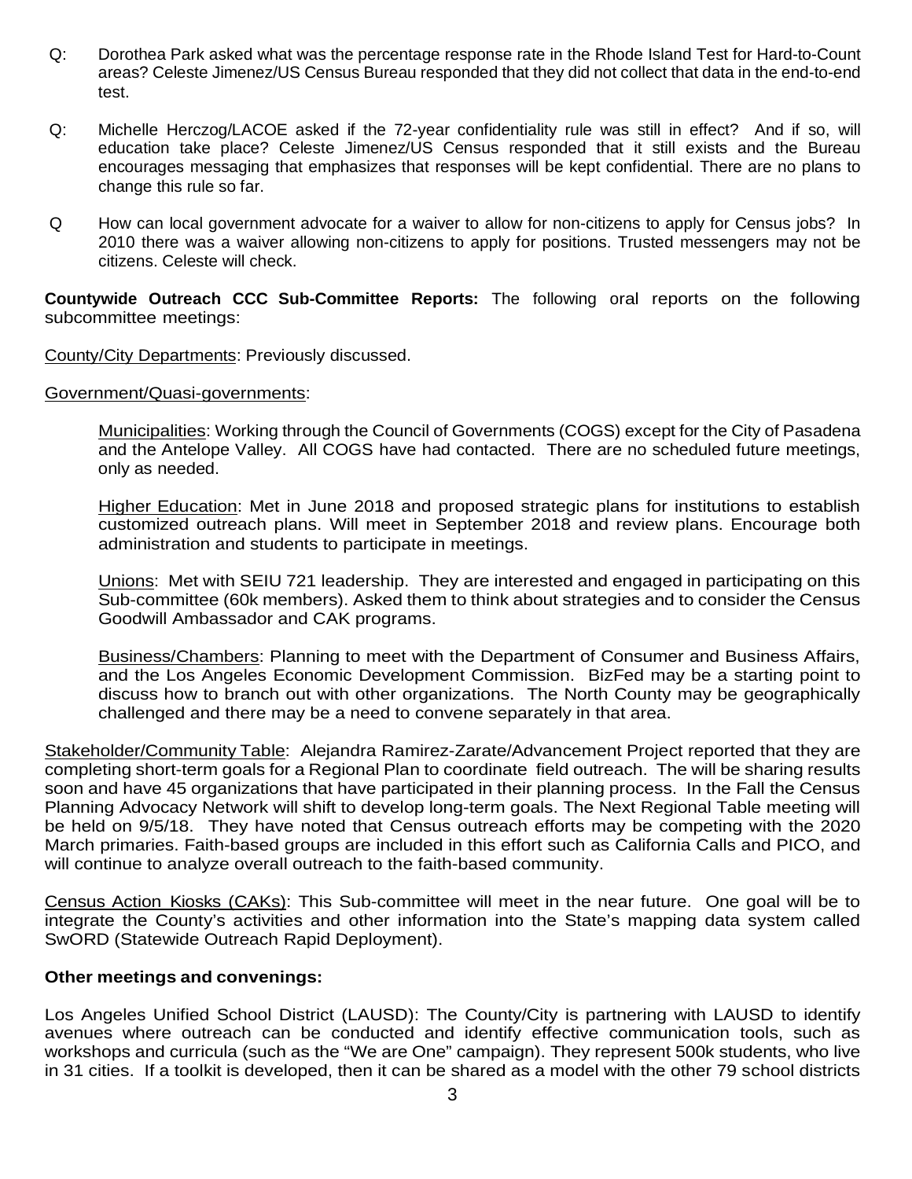Q: Dorothea Park asked what was the percentage response rate in the Rhode Island Test for Hard-to-Count areas? Celeste Jimenez/US Census Bureau responded that they did not collect that data in the end-to-end test.

Q: Michelle Herczog/LACOE asked if the 72-year confidentiality rule was still in effect? And if so, will education take place? Celeste Jimenez/US Census responded that it still exists and the Bureau encourages messaging that emphasizes that responses will be kept confidential. There are no plans to change this rule so far.

Q How can local government advocate for a waiver to allow for non-citizens to apply for Census jobs? In 2010 there was a waiver allowing non-citizens to apply for positions. Trusted messengers may not be citizens. Celeste will check.

**Countywide Outreach CCC Sub-Committee Reports:** The following oral reports on the following subcommittee meetings:

County/City Departments: Previously discussed.

Government/Quasi-governments:

Municipalities: Working through the Council of Governments (COGS) except for the City of Pasadena and the Antelope Valley. All COGS have had contacted. There are no scheduled future meetings, only as needed.

Higher Education: Met in June 2018 and proposed strategic plans for institutions to establish customized outreach plans. Will meet in September 2018 and review plans. Encourage both administration and students to participate in meetings.

Unions: Met with SEIU 721 leadership. They are interested and engaged in participating on this Sub-committee (60k members). Asked them to think about strategies and to consider the Census Goodwill Ambassador and CAK programs.

Business/Chambers: Planning to meet with the Department of Consumer and Business Affairs, and the Los Angeles Economic Development Commission. BizFed may be a starting point to discuss how to branch out with other organizations. The North County may be geographically challenged and there may be a need to convene separately in that area.

Stakeholder/Community Table: Alejandra Ramirez-Zarate/Advancement Project reported that they are completing short-term goals for a Regional Plan to coordinate field outreach. The will be sharing results soon and have 45 organizations that have participated in their planning process. In the Fall the Census Planning Advocacy Network will shift to develop long-term goals. The Next Regional Table meeting will be held on 9/5/18. They have noted that Census outreach efforts may be competing with the 2020 March primaries. Faith-based groups are included in this effort such as California Calls and PICO, and will continue to analyze overall outreach to the faith-based community.

Census Action Kiosks (CAKs): This Sub-committee will meet in the near future. One goal will be to integrate the County's activities and other information into the State's mapping data system called SwORD (Statewide Outreach Rapid Deployment).

**Other meetings and convenings:**

Los Angeles Unified School District (LAUSD): The County/City is partnering with LAUSD to identify avenues where outreach can be conducted and identify effective communication tools, such as workshops and curricula (such as the "We are One" campaign). They represent 500k students, who live in 31 cities. If a toolkit is developed, then it can be shared as a model with the other 79 school districts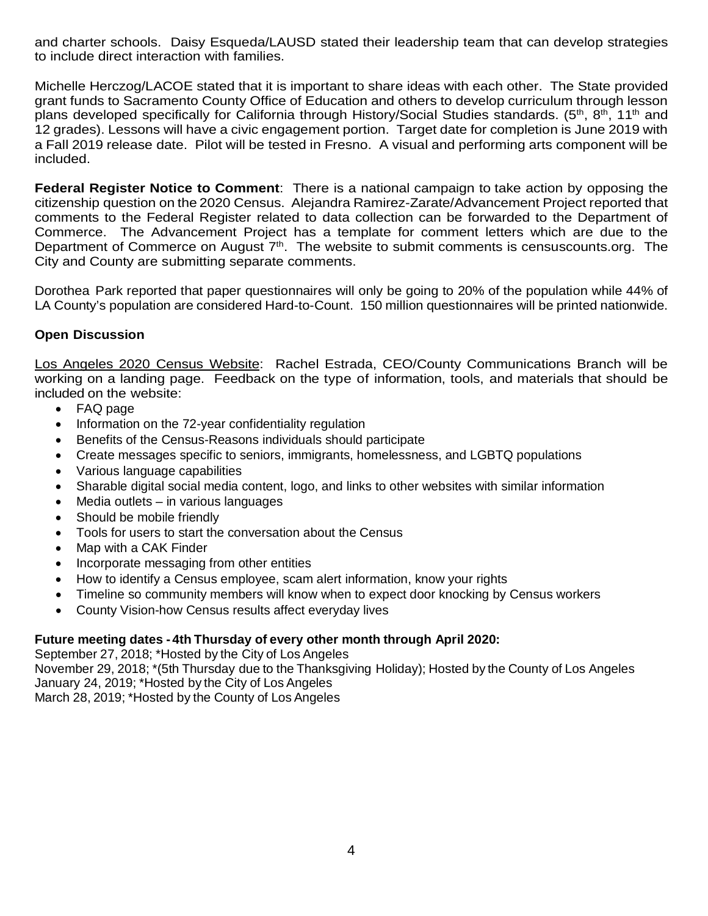and charter schools. Daisy Esqueda/LAUSD stated their leadership team that can develop strategies to include direct interaction with families.

Michelle Herczog/LACOE stated that it is important to share ideas with each other. The State provided grant funds to Sacramento County Office of Education and others to develop curriculum through lesson plans developed specifically for California through History/Social Studies standards. (5th, 8th, 11th and 12 grades). Lessons will have a civic engagement portion. Target date for completion is June 2019 with a Fall 2019 release date. Pilot will be tested in Fresno. A visual and performing arts component will be included.

**Federal Register Notice to Comment**: There is a national campaign to take action by opposing the citizenship question on the 2020 Census. Alejandra Ramirez-Zarate/Advancement Project reported that comments to the Federal Register related to data collection can be forwarded to the Department of Commerce. The Advancement Project has a template for comment letters which are due to the Department of Commerce on August 7th. The website to submit comments is censuscounts.org. The City and County are submitting separate comments.

Dorothea Park reported that paper questionnaires will only be going to 20% of the population while 44% of LA County's population are considered Hard-to-Count. 150 million questionnaires will be printed nationwide.

**Open Discussion**

Los Angeles 2020 Census Website: Rachel Estrada, CEO/County Communications Branch will be working on a landing page. Feedback on the type of information, tools, and materials that should be included on the website:

- FAQ page
- Information on the 72-year confidentiality regulation
- Benefits of the Census-Reasons individuals should participate
- Create messages specific to seniors, immigrants, homelessness, and LGBTQ populations
- Various language capabilities
- Sharable digital social media content, logo, and links to other websites with similar information
- Media outlets – in various languages
- Should be mobile friendly
- Tools for users to start the conversation about the Census
- Map with a CAK Finder
- Incorporate messaging from other entities
- How to identify a Census employee, scam alert information, know your rights
- Timeline so community members will know when to expect door knocking by Census workers
- County Vision-how Census results affect everyday lives

**Future meeting dates - 4th Thursday of every other month through April 2020:**

September 27, 2018; *Hosted by the City of Los Angeles
November 29, 2018; *(5th Thursday due to the Thanksgiving Holiday); Hosted by the County of Los Angeles
January 24, 2019; *Hosted by the City of Los Angeles
March 28, 2019; *Hosted by the County of Los Angeles